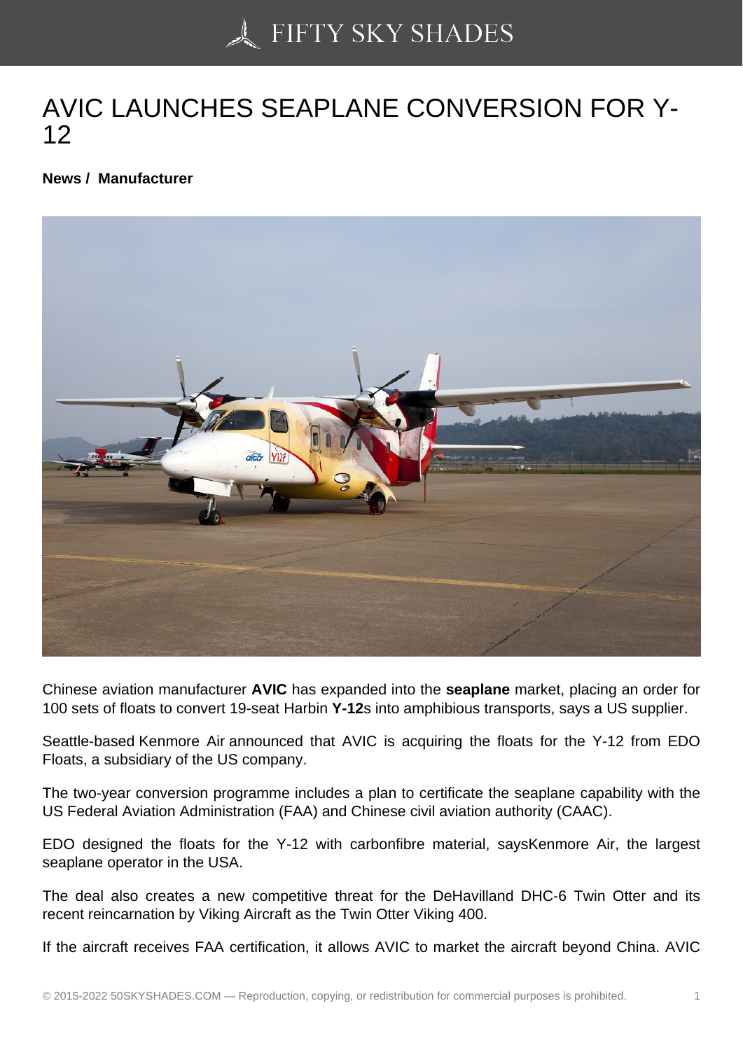# AVIC LAUNCHES SEAPLANE CONVERSION FOR Y-12

**News / Manufacturer**

Chinese aviation manufacturer **AVIC** has expanded into the **seaplane** market, placing an order for 100 sets of floats to convert 19-seat Harbin **Y-12**s into amphibious transports, says a US supplier.

Seattle-based Kenmore Air announced that AVIC is acquiring the floats for the Y-12 from EDO Floats, a subsidiary of the US company.

The two-year conversion programme includes a plan to certificate the seaplane capability with the US Federal Aviation Administration (FAA) and Chinese civil aviation authority (CAAC).

EDO designed the floats for the Y-12 with carbonfibre material, saysKenmore Air, the largest seaplane operator in the USA.

The deal also creates a new competitive threat for the DeHavilland DHC-6 Twin Otter and its recent reincarnation by Viking Aircraft as the Twin Otter Viking 400.

If the aircraft receives FAA certification, it allows AVIC to market the aircraft beyond China. AVIC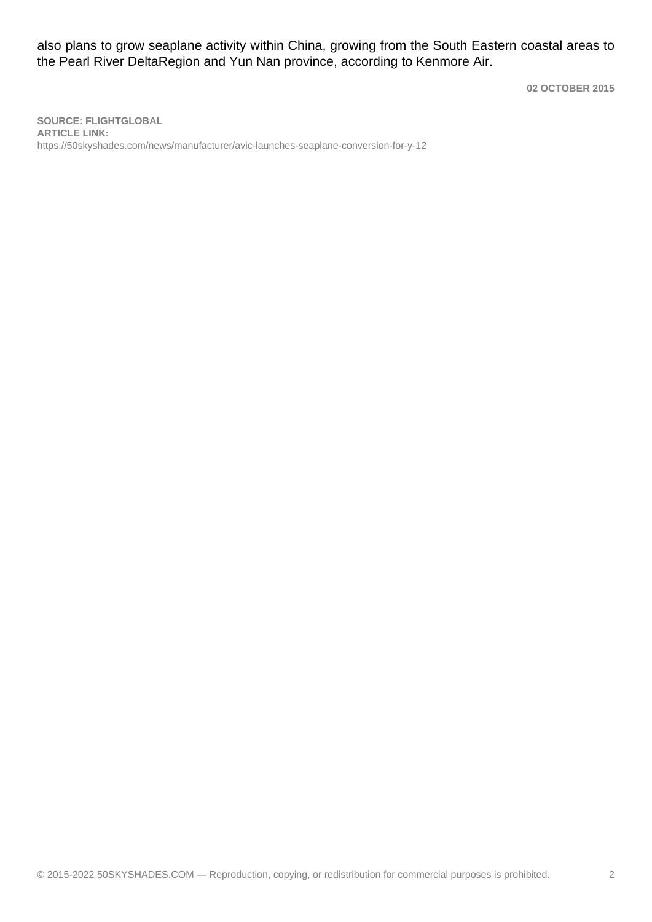also plans to grow seaplane activity within China, growing from the South Eastern coastal areas to the Pearl River DeltaRegion and Yun Nan province, according to Kenmore Air.

**02 OCTOBER 2015**

**SOURCE: FLIGHTGLOBAL**
**ARTICLE LINK:**
https://50skyshades.com/news/manufacturer/avic-launches-seaplane-conversion-for-y-12